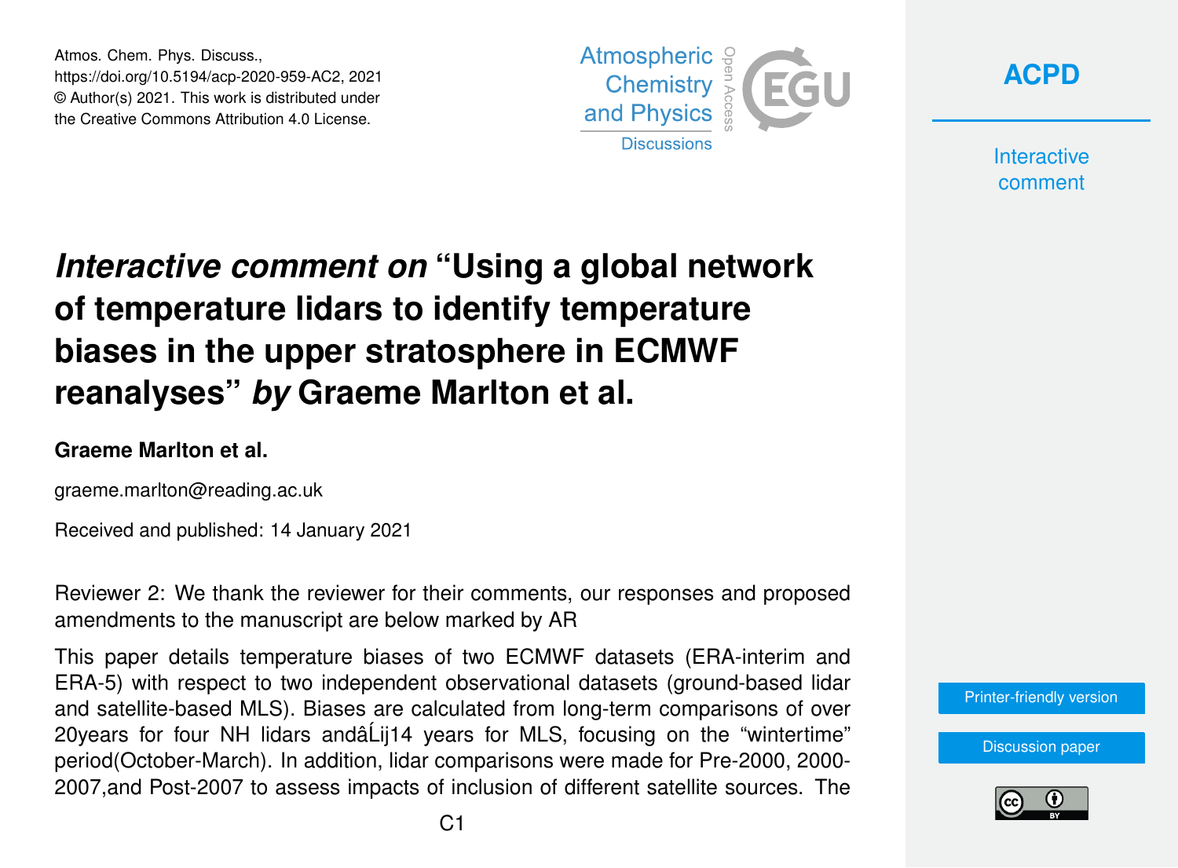Atmos. Chem. Phys. Discuss.,
https://doi.org/10.5194/acp-2020-959-AC2, 2021
© Author(s) 2021. This work is distributed under
the Creative Commons Attribution 4.0 License.

# *Interactive comment on* "Using a global network of temperature lidars to identify temperature biases in the upper stratosphere in ECMWF reanalyses" *by* Graeme Marlton et al.

**Graeme Marlton et al.**

graeme.marlton@reading.ac.uk

Received and published: 14 January 2021

Reviewer 2: We thank the reviewer for their comments, our responses and proposed amendments to the manuscript are below marked by AR

This paper details temperature biases of two ECMWF datasets (ERA-interim and ERA-5) with respect to two independent observational datasets (ground-based lidar and satellite-based MLS). Biases are calculated from long-term comparisons of over 20years for four NH lidars andâĹij14 years for MLS, focusing on the "wintertime" period(October-March). In addition, lidar comparisons were made for Pre-2000, 2000-2007,and Post-2007 to assess impacts of inclusion of different satellite sources. The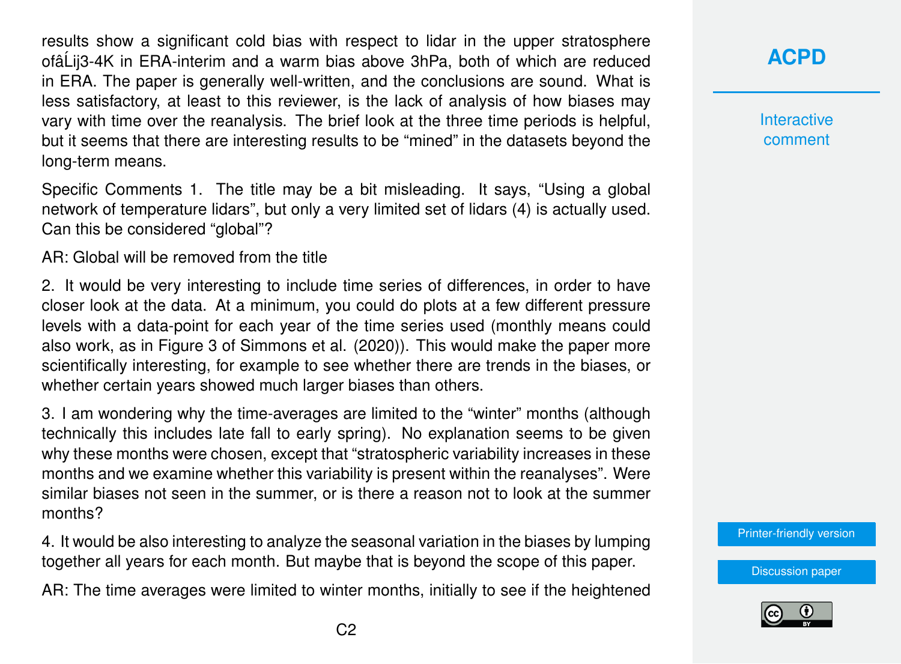results show a significant cold bias with respect to lidar in the upper stratosphere ofâĹij3-4K in ERA-interim and a warm bias above 3hPa, both of which are reduced in ERA. The paper is generally well-written, and the conclusions are sound. What is less satisfactory, at least to this reviewer, is the lack of analysis of how biases may vary with time over the reanalysis. The brief look at the three time periods is helpful, but it seems that there are interesting results to be "mined" in the datasets beyond the long-term means.

Specific Comments 1. The title may be a bit misleading. It says, "Using a global network of temperature lidars", but only a very limited set of lidars (4) is actually used. Can this be considered "global"?

AR: Global will be removed from the title

2. It would be very interesting to include time series of differences, in order to have closer look at the data. At a minimum, you could do plots at a few different pressure levels with a data-point for each year of the time series used (monthly means could also work, as in Figure 3 of Simmons et al. (2020)). This would make the paper more scientifically interesting, for example to see whether there are trends in the biases, or whether certain years showed much larger biases than others.

3. I am wondering why the time-averages are limited to the "winter" months (although technically this includes late fall to early spring). No explanation seems to be given why these months were chosen, except that "stratospheric variability increases in these months and we examine whether this variability is present within the reanalyses". Were similar biases not seen in the summer, or is there a reason not to look at the summer months?

4. It would be also interesting to analyze the seasonal variation in the biases by lumping together all years for each month. But maybe that is beyond the scope of this paper.

AR: The time averages were limited to winter months, initially to see if the heightened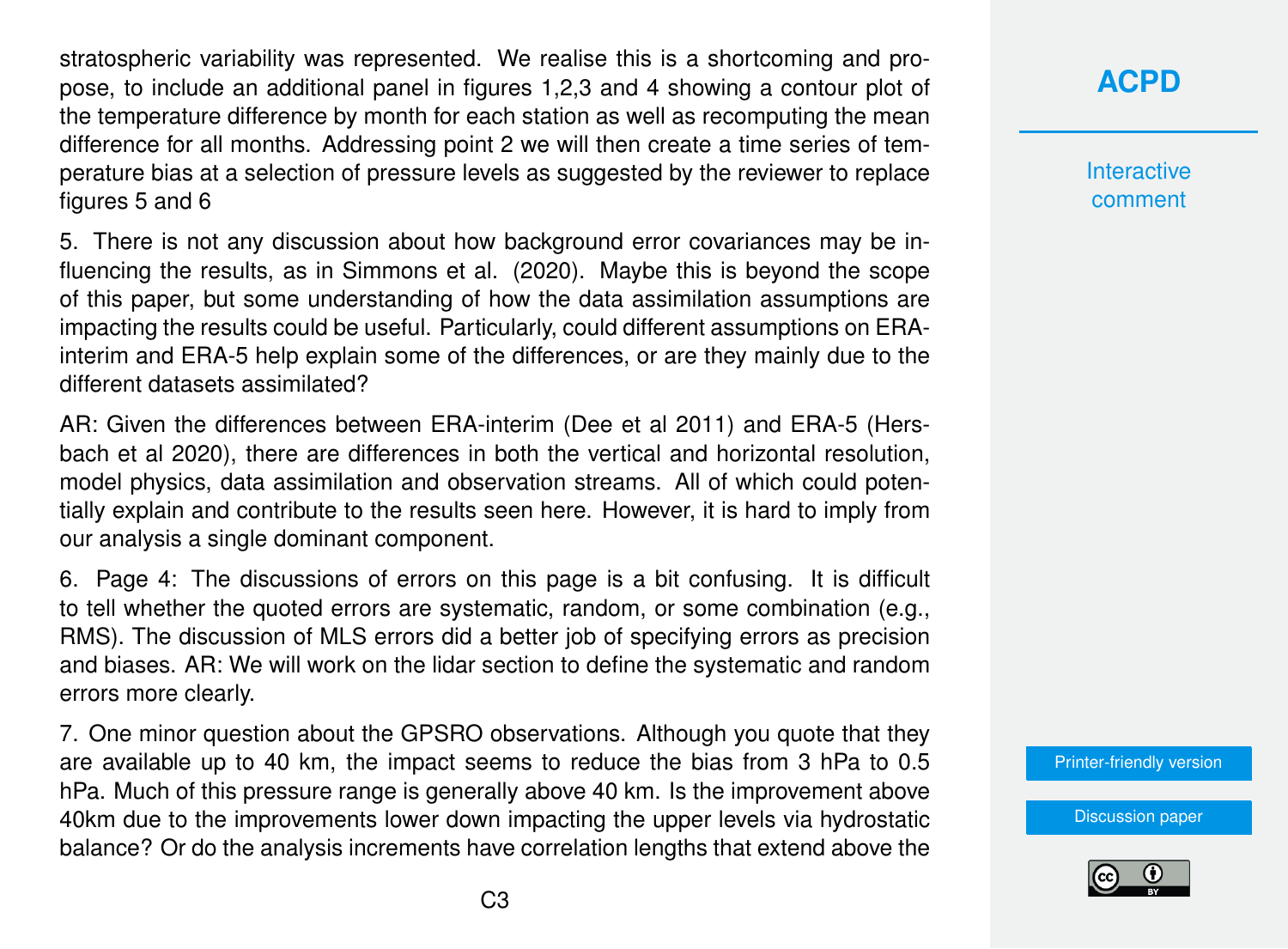stratospheric variability was represented. We realise this is a shortcoming and propose, to include an additional panel in figures 1,2,3 and 4 showing a contour plot of the temperature difference by month for each station as well as recomputing the mean difference for all months. Addressing point 2 we will then create a time series of temperature bias at a selection of pressure levels as suggested by the reviewer to replace figures 5 and 6

5. There is not any discussion about how background error covariances may be influencing the results, as in Simmons et al. (2020). Maybe this is beyond the scope of this paper, but some understanding of how the data assimilation assumptions are impacting the results could be useful. Particularly, could different assumptions on ERA-interim and ERA-5 help explain some of the differences, or are they mainly due to the different datasets assimilated?

AR: Given the differences between ERA-interim (Dee et al 2011) and ERA-5 (Hersbach et al 2020), there are differences in both the vertical and horizontal resolution, model physics, data assimilation and observation streams. All of which could potentially explain and contribute to the results seen here. However, it is hard to imply from our analysis a single dominant component.

6. Page 4: The discussions of errors on this page is a bit confusing. It is difficult to tell whether the quoted errors are systematic, random, or some combination (e.g., RMS). The discussion of MLS errors did a better job of specifying errors as precision and biases. AR: We will work on the lidar section to define the systematic and random errors more clearly.

7. One minor question about the GPSRO observations. Although you quote that they are available up to 40 km, the impact seems to reduce the bias from 3 hPa to 0.5 hPa. Much of this pressure range is generally above 40 km. Is the improvement above 40km due to the improvements lower down impacting the upper levels via hydrostatic balance? Or do the analysis increments have correlation lengths that extend above the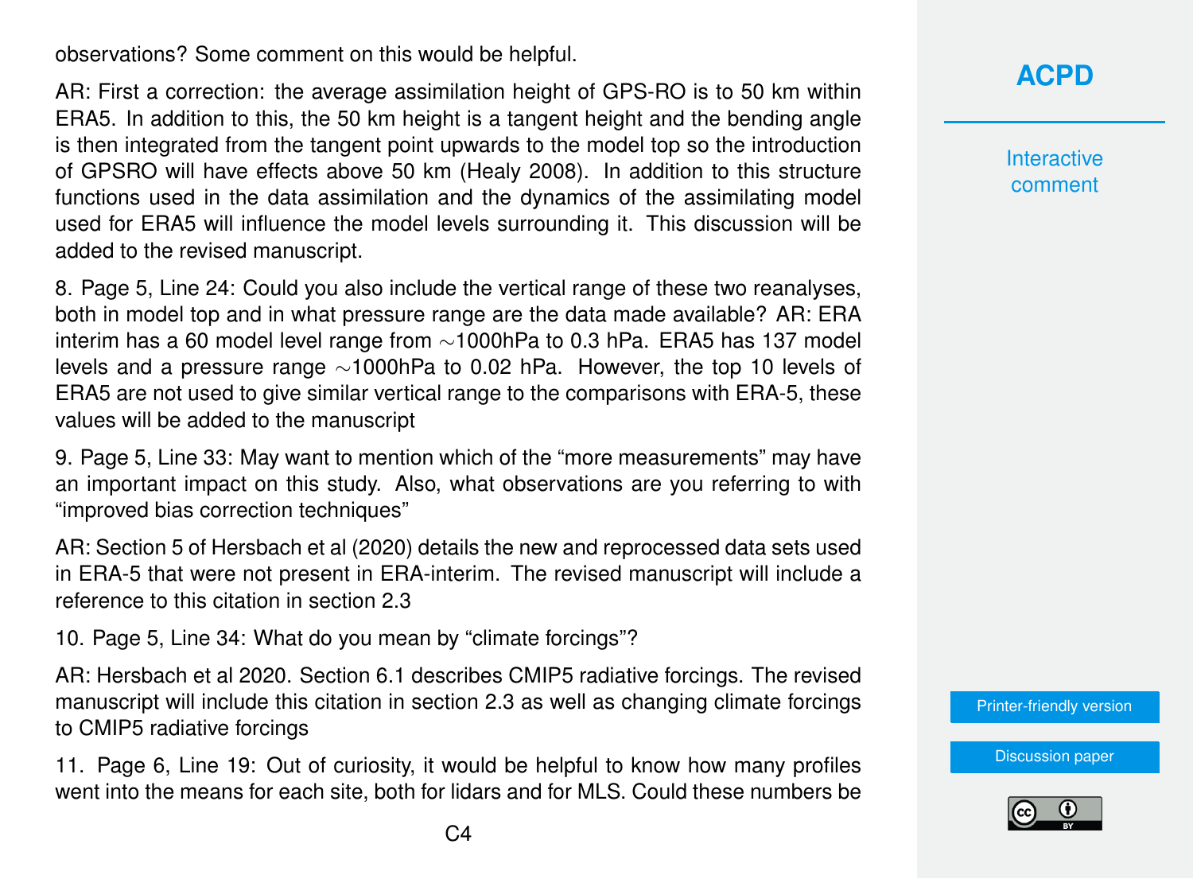observations? Some comment on this would be helpful.

AR: First a correction: the average assimilation height of GPS-RO is to 50 km within ERA5. In addition to this, the 50 km height is a tangent height and the bending angle is then integrated from the tangent point upwards to the model top so the introduction of GPSRO will have effects above 50 km (Healy 2008). In addition to this structure functions used in the data assimilation and the dynamics of the assimilating model used for ERA5 will influence the model levels surrounding it. This discussion will be added to the revised manuscript.

8. Page 5, Line 24: Could you also include the vertical range of these two reanalyses, both in model top and in what pressure range are the data made available? AR: ERA interim has a 60 model level range from ∼1000hPa to 0.3 hPa. ERA5 has 137 model levels and a pressure range ∼1000hPa to 0.02 hPa. However, the top 10 levels of ERA5 are not used to give similar vertical range to the comparisons with ERA-5, these values will be added to the manuscript

9. Page 5, Line 33: May want to mention which of the "more measurements" may have an important impact on this study. Also, what observations are you referring to with "improved bias correction techniques"

AR: Section 5 of Hersbach et al (2020) details the new and reprocessed data sets used in ERA-5 that were not present in ERA-interim. The revised manuscript will include a reference to this citation in section 2.3

10. Page 5, Line 34: What do you mean by "climate forcings"?

AR: Hersbach et al 2020. Section 6.1 describes CMIP5 radiative forcings. The revised manuscript will include this citation in section 2.3 as well as changing climate forcings to CMIP5 radiative forcings

11. Page 6, Line 19: Out of curiosity, it would be helpful to know how many profiles went into the means for each site, both for lidars and for MLS. Could these numbers be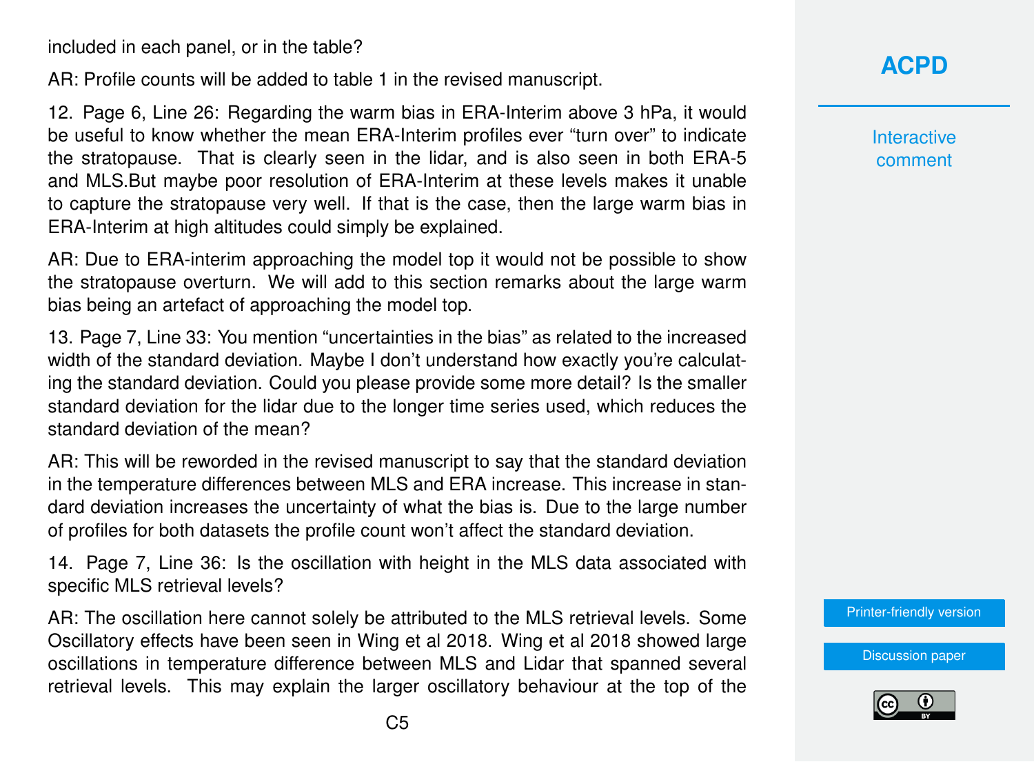included in each panel, or in the table?

AR: Profile counts will be added to table 1 in the revised manuscript.

12. Page 6, Line 26: Regarding the warm bias in ERA-Interim above 3 hPa, it would be useful to know whether the mean ERA-Interim profiles ever "turn over" to indicate the stratopause. That is clearly seen in the lidar, and is also seen in both ERA-5 and MLS.But maybe poor resolution of ERA-Interim at these levels makes it unable to capture the stratopause very well. If that is the case, then the large warm bias in ERA-Interim at high altitudes could simply be explained.

AR: Due to ERA-interim approaching the model top it would not be possible to show the stratopause overturn. We will add to this section remarks about the large warm bias being an artefact of approaching the model top.

13. Page 7, Line 33: You mention "uncertainties in the bias" as related to the increased width of the standard deviation. Maybe I don't understand how exactly you're calculating the standard deviation. Could you please provide some more detail? Is the smaller standard deviation for the lidar due to the longer time series used, which reduces the standard deviation of the mean?

AR: This will be reworded in the revised manuscript to say that the standard deviation in the temperature differences between MLS and ERA increase. This increase in standard deviation increases the uncertainty of what the bias is. Due to the large number of profiles for both datasets the profile count won't affect the standard deviation.

14. Page 7, Line 36: Is the oscillation with height in the MLS data associated with specific MLS retrieval levels?

AR: The oscillation here cannot solely be attributed to the MLS retrieval levels. Some Oscillatory effects have been seen in Wing et al 2018. Wing et al 2018 showed large oscillations in temperature difference between MLS and Lidar that spanned several retrieval levels. This may explain the larger oscillatory behaviour at the top of the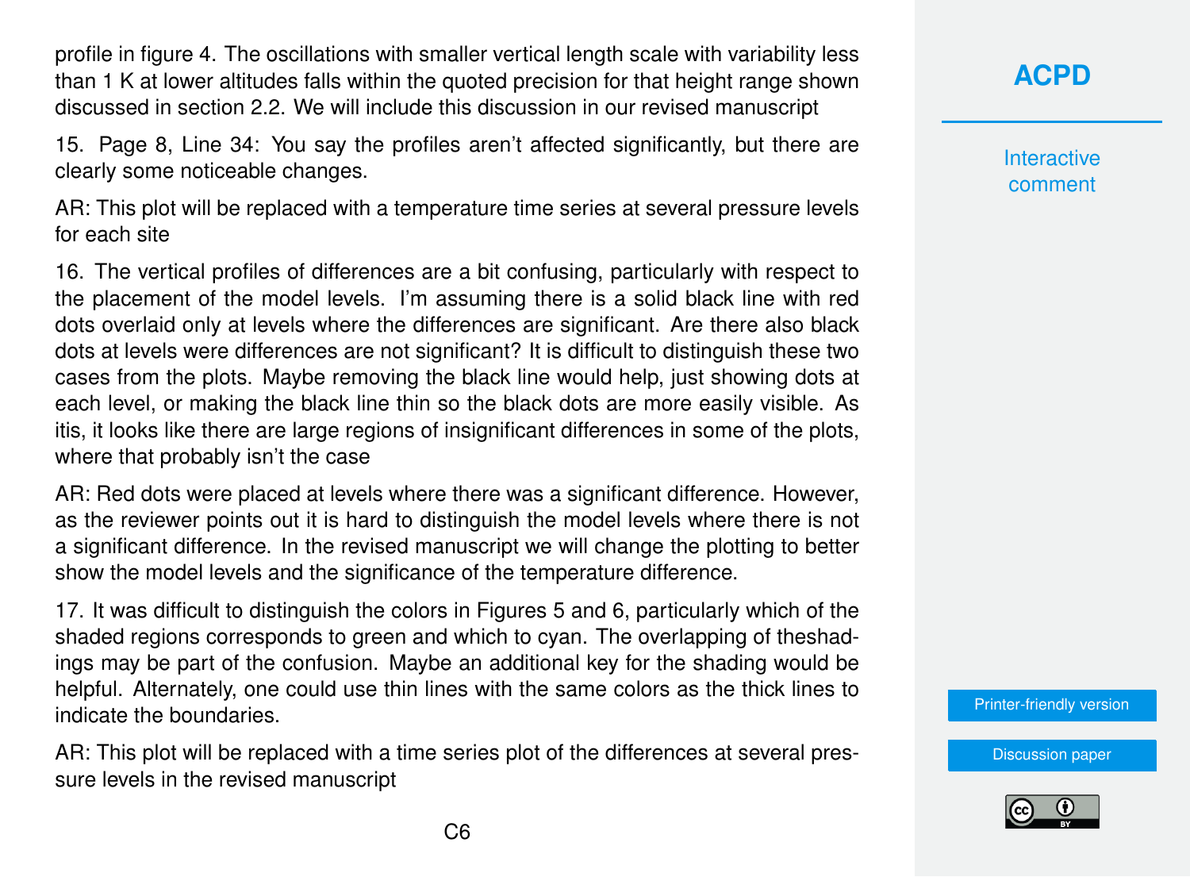profile in figure 4. The oscillations with smaller vertical length scale with variability less than 1 K at lower altitudes falls within the quoted precision for that height range shown discussed in section 2.2. We will include this discussion in our revised manuscript

15. Page 8, Line 34: You say the profiles aren't affected significantly, but there are clearly some noticeable changes.

AR: This plot will be replaced with a temperature time series at several pressure levels for each site

16. The vertical profiles of differences are a bit confusing, particularly with respect to the placement of the model levels. I'm assuming there is a solid black line with red dots overlaid only at levels where the differences are significant. Are there also black dots at levels were differences are not significant? It is difficult to distinguish these two cases from the plots. Maybe removing the black line would help, just showing dots at each level, or making the black line thin so the black dots are more easily visible. As itis, it looks like there are large regions of insignificant differences in some of the plots, where that probably isn't the case

AR: Red dots were placed at levels where there was a significant difference. However, as the reviewer points out it is hard to distinguish the model levels where there is not a significant difference. In the revised manuscript we will change the plotting to better show the model levels and the significance of the temperature difference.

17. It was difficult to distinguish the colors in Figures 5 and 6, particularly which of the shaded regions corresponds to green and which to cyan. The overlapping of theshadings may be part of the confusion. Maybe an additional key for the shading would be helpful. Alternately, one could use thin lines with the same colors as the thick lines to indicate the boundaries.

AR: This plot will be replaced with a time series plot of the differences at several pressure levels in the revised manuscript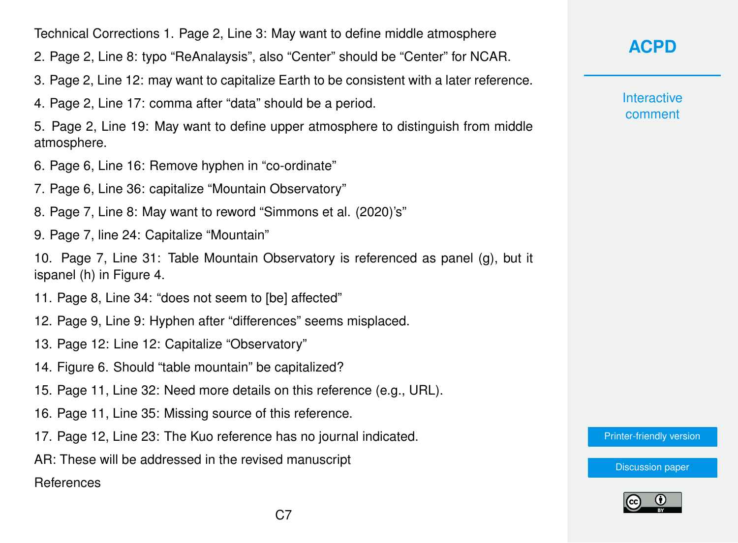Technical Corrections 1. Page 2, Line 3: May want to define middle atmosphere

2. Page 2, Line 8: typo “ReAnalaysis”, also “Center” should be “Center” for NCAR.

3. Page 2, Line 12: may want to capitalize Earth to be consistent with a later reference.

4. Page 2, Line 17: comma after “data” should be a period.

5. Page 2, Line 19: May want to define upper atmosphere to distinguish from middle atmosphere.

6. Page 6, Line 16: Remove hyphen in “co-ordinate”

7. Page 6, Line 36: capitalize “Mountain Observatory”

8. Page 7, Line 8: May want to reword “Simmons et al. (2020)’s”

9. Page 7, line 24: Capitalize “Mountain”

10. Page 7, Line 31: Table Mountain Observatory is referenced as panel (g), but it ispanel (h) in Figure 4.

11. Page 8, Line 34: “does not seem to [be] affected”

12. Page 9, Line 9: Hyphen after “differences” seems misplaced.

13. Page 12: Line 12: Capitalize “Observatory”

14. Figure 6. Should “table mountain” be capitalized?

15. Page 11, Line 32: Need more details on this reference (e.g., URL).

16. Page 11, Line 35: Missing source of this reference.

17. Page 12, Line 23: The Kuo reference has no journal indicated.

AR: These will be addressed in the revised manuscript

References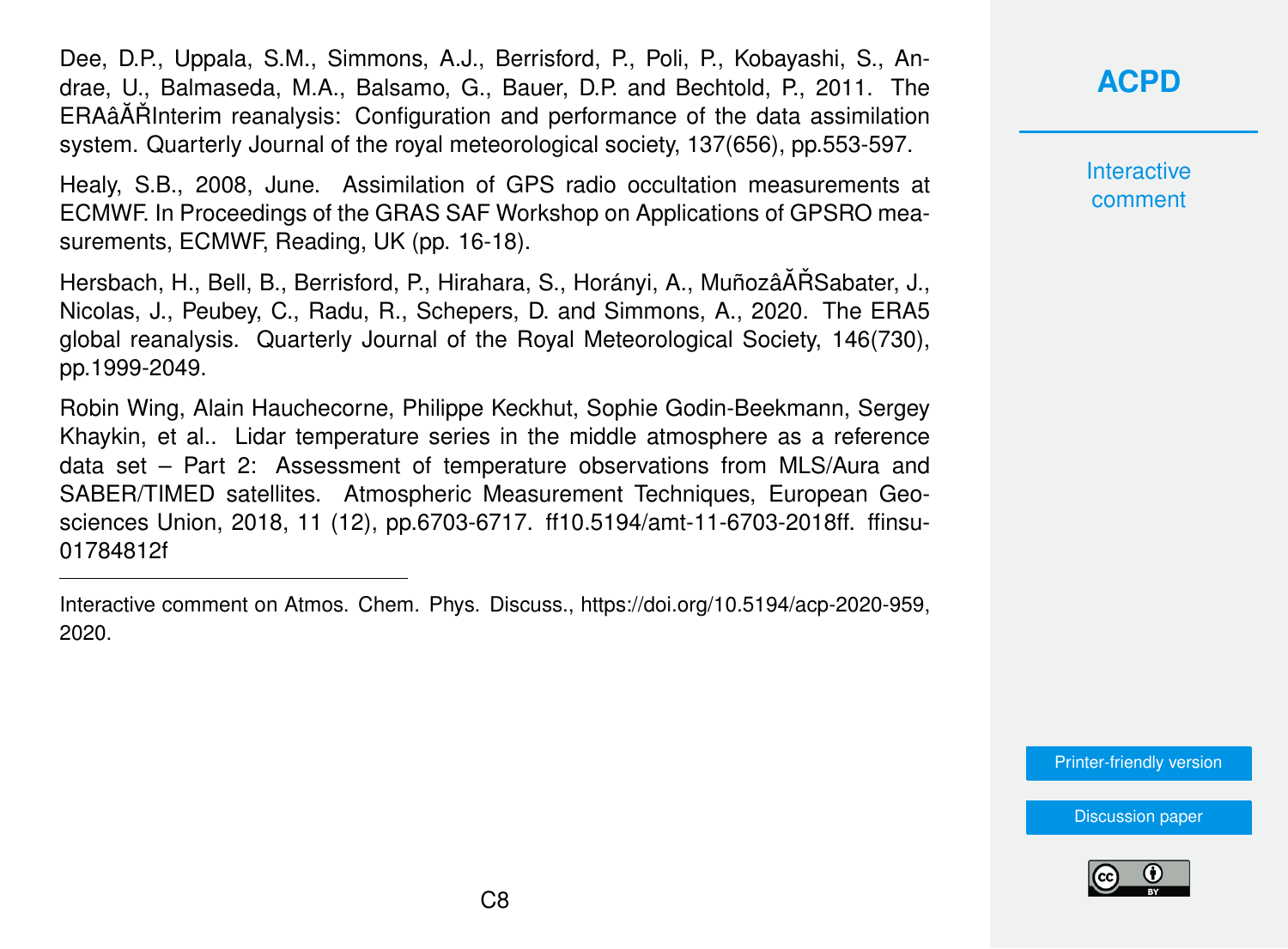Dee, D.P., Uppala, S.M., Simmons, A.J., Berrisford, P., Poli, P., Kobayashi, S., Andrae, U., Balmaseda, M.A., Balsamo, G., Bauer, D.P. and Bechtold, P., 2011. The ERAâĂŘInterim reanalysis: Configuration and performance of the data assimilation system. Quarterly Journal of the royal meteorological society, 137(656), pp.553-597.

Healy, S.B., 2008, June. Assimilation of GPS radio occultation measurements at ECMWF. In Proceedings of the GRAS SAF Workshop on Applications of GPSRO measurements, ECMWF, Reading, UK (pp. 16-18).

Hersbach, H., Bell, B., Berrisford, P., Hirahara, S., Horányi, A., MuñozâĂŘSabater, J., Nicolas, J., Peubey, C., Radu, R., Schepers, D. and Simmons, A., 2020. The ERA5 global reanalysis. Quarterly Journal of the Royal Meteorological Society, 146(730), pp.1999-2049.

Robin Wing, Alain Hauchecorne, Philippe Keckhut, Sophie Godin-Beekmann, Sergey Khaykin, et al.. Lidar temperature series in the middle atmosphere as a reference data set – Part 2: Assessment of temperature observations from MLS/Aura and SABER/TIMED satellites. Atmospheric Measurement Techniques, European Geosciences Union, 2018, 11 (12), pp.6703-6717. ff10.5194/amt-11-6703-2018ff. ffinsu-01784812f

---

Interactive comment on Atmos. Chem. Phys. Discuss., https://doi.org/10.5194/acp-2020-959, 2020.